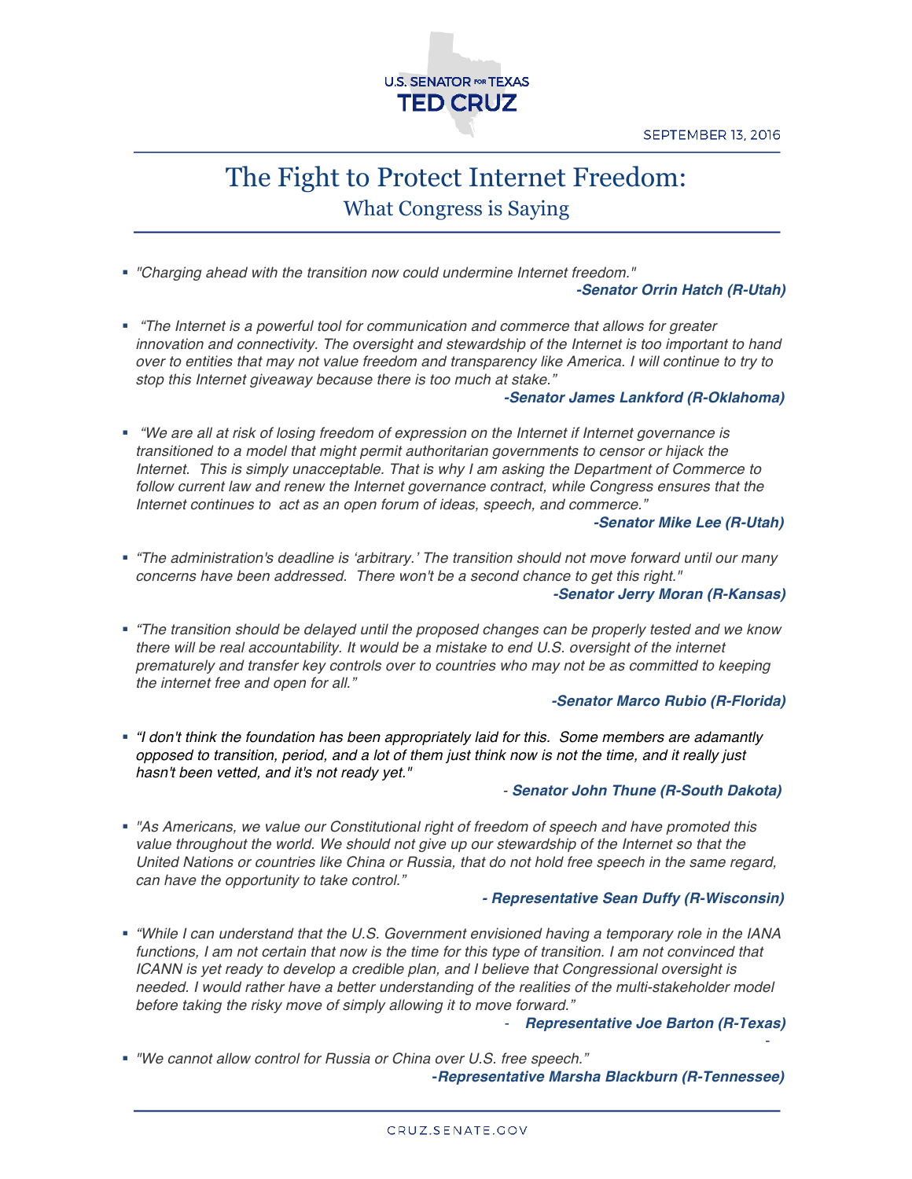U.S. SENATOR FOR TEXAS
TED CRUZ

SEPTEMBER 13, 2016

# The Fight to Protect Internet Freedom:
## What Congress is Saying

- *"Charging ahead with the transition now could undermine Internet freedom."*

  ***-Senator Orrin Hatch (R-Utah)***

- *"The Internet is a powerful tool for communication and commerce that allows for greater innovation and connectivity. The oversight and stewardship of the Internet is too important to hand over to entities that may not value freedom and transparency like America. I will continue to try to stop this Internet giveaway because there is too much at stake."*

  ***-Senator James Lankford (R-Oklahoma)***

- *"We are all at risk of losing freedom of expression on the Internet if Internet governance is transitioned to a model that might permit authoritarian governments to censor or hijack the Internet. This is simply unacceptable. That is why I am asking the Department of Commerce to follow current law and renew the Internet governance contract, while Congress ensures that the Internet continues to act as an open forum of ideas, speech, and commerce."*

  ***-Senator Mike Lee (R-Utah)***

- *"The administration's deadline is 'arbitrary.' The transition should not move forward until our many concerns have been addressed. There won't be a second chance to get this right."*

  ***-Senator Jerry Moran (R-Kansas)***

- *"The transition should be delayed until the proposed changes can be properly tested and we know there will be real accountability. It would be a mistake to end U.S. oversight of the internet prematurely and transfer key controls over to countries who may not be as committed to keeping the internet free and open for all."*

  ***-Senator Marco Rubio (R-Florida)***

- *"I don't think the foundation has been appropriately laid for this. Some members are adamantly opposed to transition, period, and a lot of them just think now is not the time, and it really just hasn't been vetted, and it's not ready yet."*

  \- ***Senator John Thune (R-South Dakota)***

- *"As Americans, we value our Constitutional right of freedom of speech and have promoted this value throughout the world. We should not give up our stewardship of the Internet so that the United Nations or countries like China or Russia, that do not hold free speech in the same regard, can have the opportunity to take control."*

  ***- Representative Sean Duffy (R-Wisconsin)***

- *"While I can understand that the U.S. Government envisioned having a temporary role in the IANA functions, I am not certain that now is the time for this type of transition. I am not convinced that ICANN is yet ready to develop a credible plan, and I believe that Congressional oversight is needed. I would rather have a better understanding of the realities of the multi-stakeholder model before taking the risky move of simply allowing it to move forward."*

  \- ***Representative Joe Barton (R-Texas)***

- *"We cannot allow control for Russia or China over U.S. free speech."*

  ***-Representative Marsha Blackburn (R-Tennessee)***

CRUZ.SENATE.GOV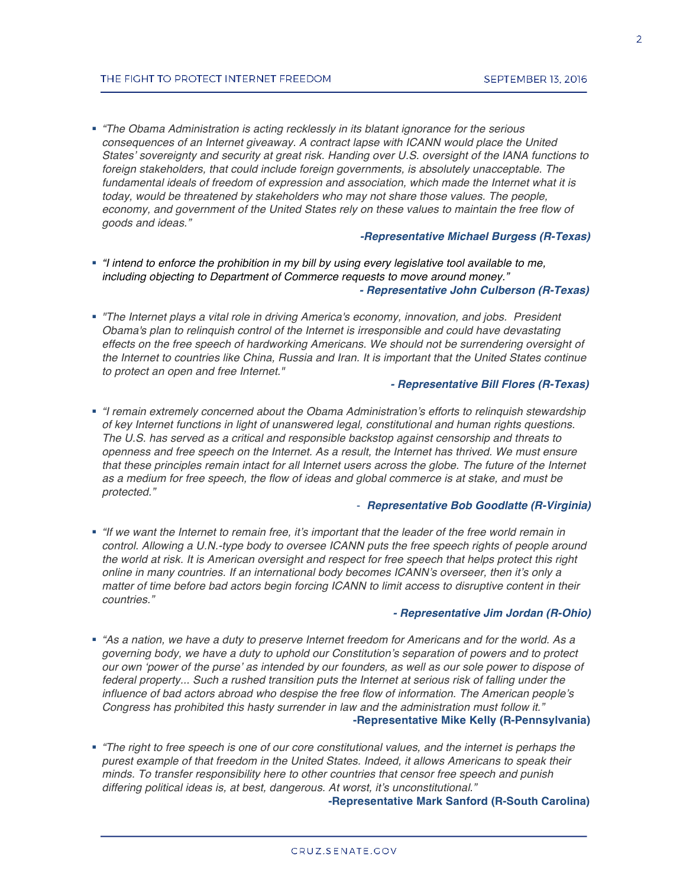- *"The Obama Administration is acting recklessly in its blatant ignorance for the serious consequences of an Internet giveaway. A contract lapse with ICANN would place the United States' sovereignty and security at great risk. Handing over U.S. oversight of the IANA functions to foreign stakeholders, that could include foreign governments, is absolutely unacceptable. The fundamental ideals of freedom of expression and association, which made the Internet what it is today, would be threatened by stakeholders who may not share those values. The people, economy, and government of the United States rely on these values to maintain the free flow of goods and ideas."*

  ***-Representative Michael Burgess (R-Texas)***

- *"I intend to enforce the prohibition in my bill by using every legislative tool available to me, including objecting to Department of Commerce requests to move around money."*

  ***- Representative John Culberson (R-Texas)***

- *"The Internet plays a vital role in driving America's economy, innovation, and jobs. President Obama's plan to relinquish control of the Internet is irresponsible and could have devastating effects on the free speech of hardworking Americans. We should not be surrendering oversight of the Internet to countries like China, Russia and Iran. It is important that the United States continue to protect an open and free Internet."*

  ***- Representative Bill Flores (R-Texas)***

- *"I remain extremely concerned about the Obama Administration's efforts to relinquish stewardship of key Internet functions in light of unanswered legal, constitutional and human rights questions. The U.S. has served as a critical and responsible backstop against censorship and threats to openness and free speech on the Internet. As a result, the Internet has thrived. We must ensure that these principles remain intact for all Internet users across the globe. The future of the Internet as a medium for free speech, the flow of ideas and global commerce is at stake, and must be protected."*

  ***- Representative Bob Goodlatte (R-Virginia)***

- *"If we want the Internet to remain free, it's important that the leader of the free world remain in control. Allowing a U.N.-type body to oversee ICANN puts the free speech rights of people around the world at risk. It is American oversight and respect for free speech that helps protect this right online in many countries. If an international body becomes ICANN's overseer, then it's only a matter of time before bad actors begin forcing ICANN to limit access to disruptive content in their countries."*

  ***- Representative Jim Jordan (R-Ohio)***

- *"As a nation, we have a duty to preserve Internet freedom for Americans and for the world. As a governing body, we have a duty to uphold our Constitution's separation of powers and to protect our own 'power of the purse' as intended by our founders, as well as our sole power to dispose of federal property... Such a rushed transition puts the Internet at serious risk of falling under the influence of bad actors abroad who despise the free flow of information. The American people's Congress has prohibited this hasty surrender in law and the administration must follow it."*

  **-Representative Mike Kelly (R-Pennsylvania)**

- *"The right to free speech is one of our core constitutional values, and the internet is perhaps the purest example of that freedom in the United States. Indeed, it allows Americans to speak their minds. To transfer responsibility here to other countries that censor free speech and punish differing political ideas is, at best, dangerous. At worst, it's unconstitutional."*

  **-Representative Mark Sanford (R-South Carolina)**